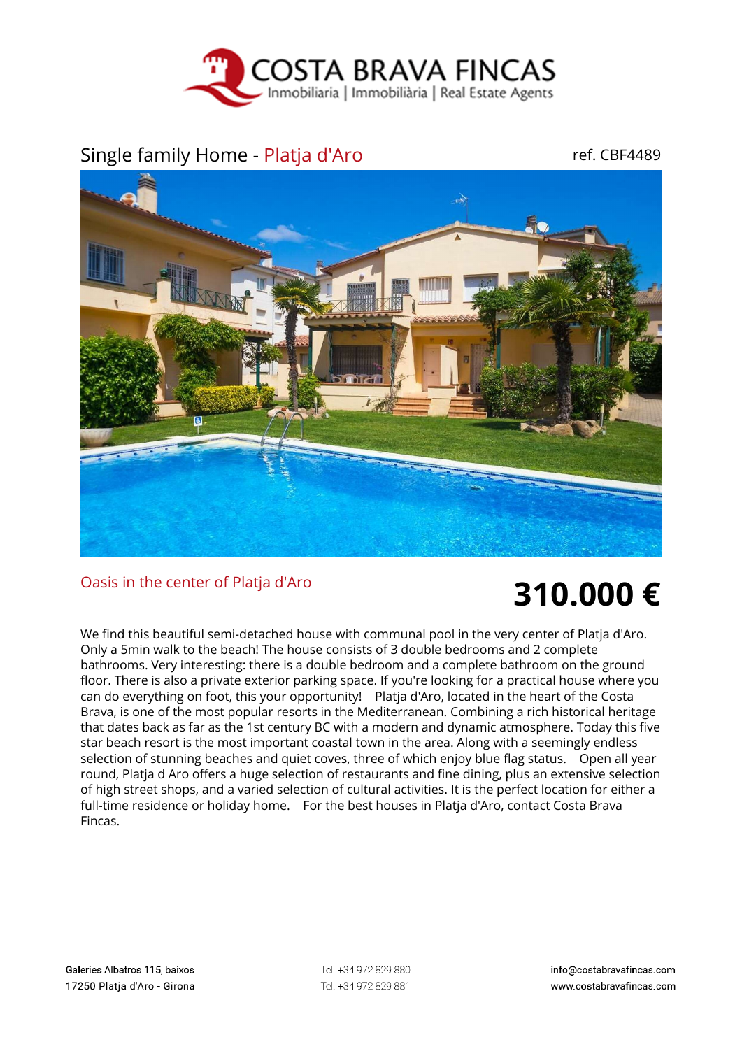# COSTA BRAVA FINCAS

Inmobiliaria | Immobiliària | Real Estate Agents

## Single family Home - Platja d'Aro

ref. CBF4489

### Oasis in the center of Platja d'Aro

**310.000 €**

We find this beautiful semi-detached house with communal pool in the very center of Platja d'Aro. Only a 5min walk to the beach! The house consists of 3 double bedrooms and 2 complete bathrooms. Very interesting: there is a double bedroom and a complete bathroom on the ground floor. There is also a private exterior parking space. If you're looking for a practical house where you can do everything on foot, this your opportunity! Platja d'Aro, located in the heart of the Costa Brava, is one of the most popular resorts in the Mediterranean. Combining a rich historical heritage that dates back as far as the 1st century BC with a modern and dynamic atmosphere. Today this five star beach resort is the most important coastal town in the area. Along with a seemingly endless selection of stunning beaches and quiet coves, three of which enjoy blue flag status. Open all year round, Platja d Aro offers a huge selection of restaurants and fine dining, plus an extensive selection of high street shops, and a varied selection of cultural activities. It is the perfect location for either a full-time residence or holiday home. For the best houses in Platja d'Aro, contact Costa Brava Fincas.

Galeries Albatros 115, baixos
17250 Platja d'Aro - Girona

Tel. +34 972 829 880
Tel. +34 972 829 881

info@costabravafincas.com
www.costabravafincas.com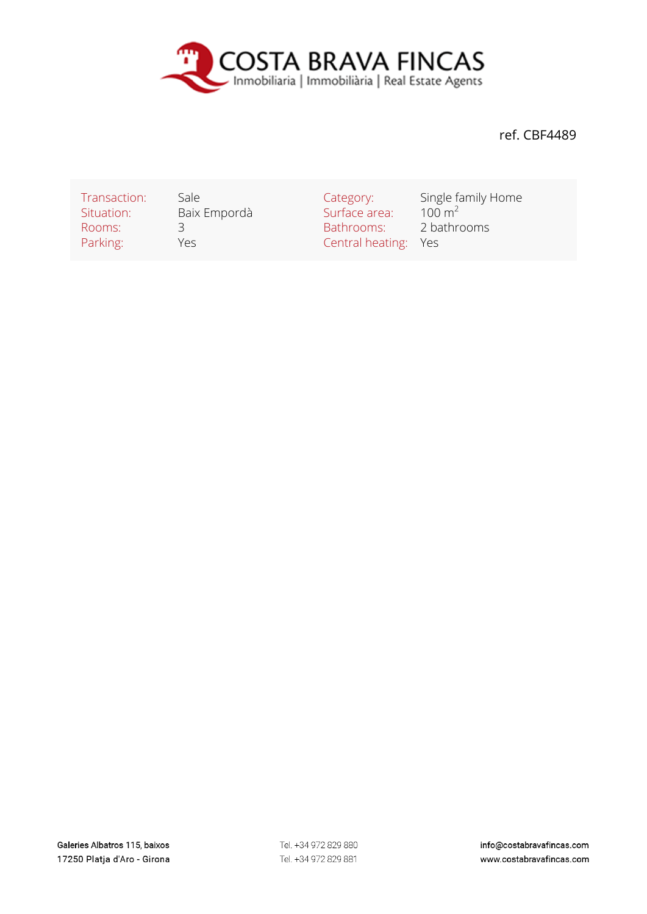# COSTA BRAVA FINCAS

Inmobiliaria | Immobiliària | Real Estate Agents

ref. CBF4489

| | | | |
|---|---|---|---|
| Transaction: | Sale | Category: | Single family Home |
| Situation: | Baix Empordà | Surface area: | 100 $m^2$ |
| Rooms: | 3 | Bathrooms: | 2 bathrooms |
| Parking: | Yes | Central heating: | Yes |

Galeries Albatros 115, baixos
17250 Platja d'Aro - Girona

Tel. +34 972 829 880
Tel. +34 972 829 881

info@costabravafincas.com
www.costabravafincas.com